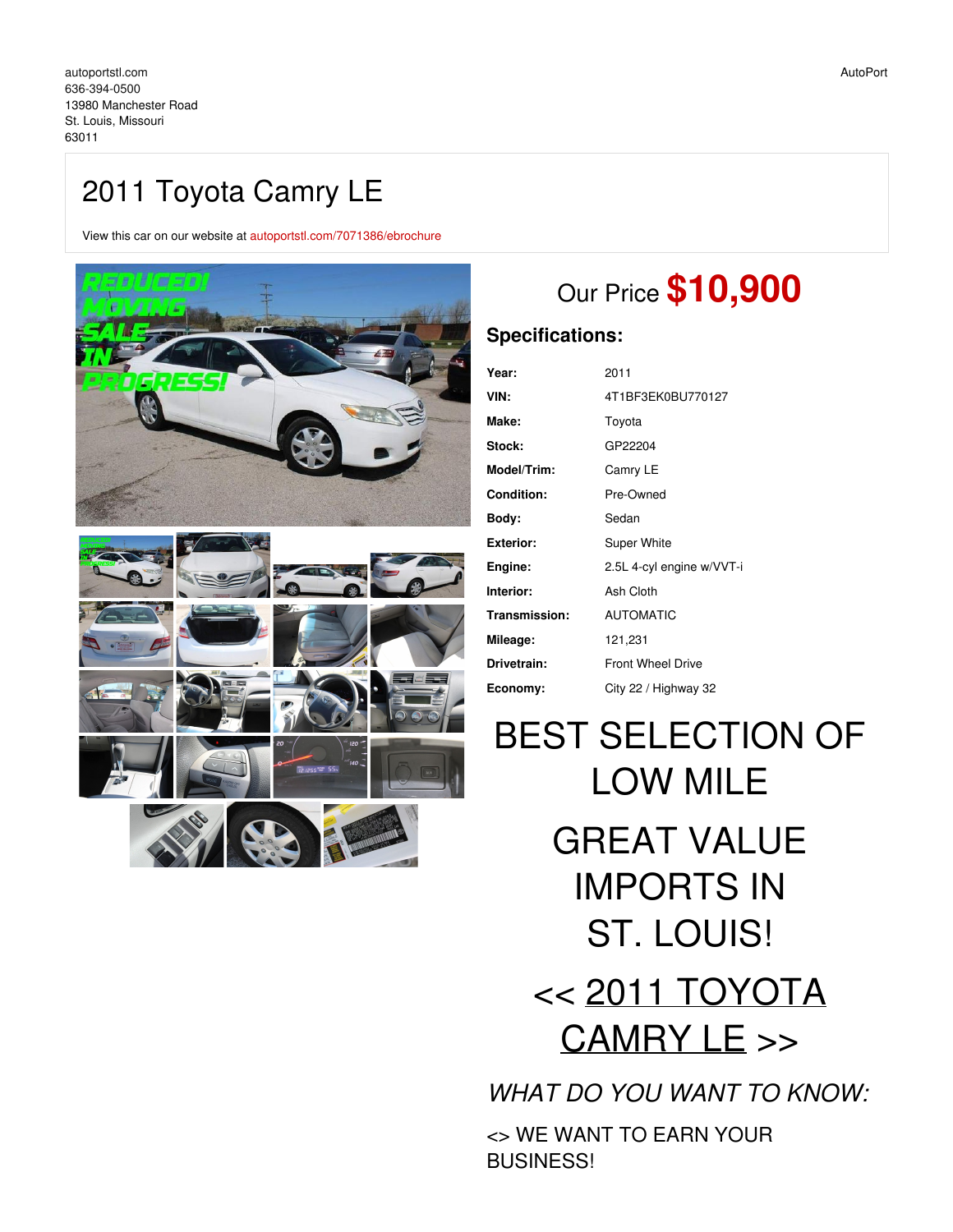autoportstl.com
636-394-0500
13980 Manchester Road
St. Louis, Missouri
63011

AutoPort

# 2011 Toyota Camry LE

View this car on our website at autoportstl.com/7071386/ebrochure

Our Price **$10,900**

## Specifications:

| | |
|---|---|
| **Year:** | 2011 |
| **VIN:** | 4T1BF3EK0BU770127 |
| **Make:** | Toyota |
| **Stock:** | GP22204 |
| **Model/Trim:** | Camry LE |
| **Condition:** | Pre-Owned |
| **Body:** | Sedan |
| **Exterior:** | Super White |
| **Engine:** | 2.5L 4-cyl engine w/VVT-i |
| **Interior:** | Ash Cloth |
| **Transmission:** | AUTOMATIC |
| **Mileage:** | 121,231 |
| **Drivetrain:** | Front Wheel Drive |
| **Economy:** | City 22 / Highway 32 |

BEST SELECTION OF LOW MILE

GREAT VALUE IMPORTS IN ST. LOUIS!

<< 2011 TOYOTA CAMRY LE >>

*WHAT DO YOU WANT TO KNOW:*

<> WE WANT TO EARN YOUR BUSINESS!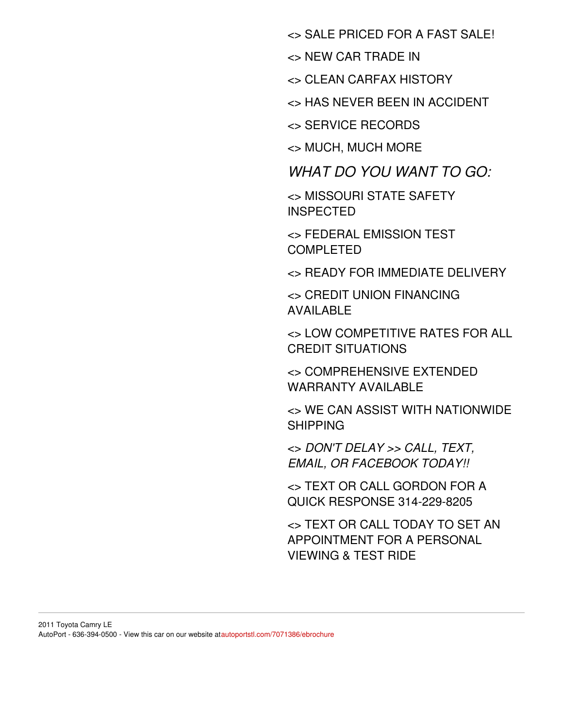<> SALE PRICED FOR A FAST SALE!

<> NEW CAR TRADE IN

<> CLEAN CARFAX HISTORY

<> HAS NEVER BEEN IN ACCIDENT

<> SERVICE RECORDS

<> MUCH, MUCH MORE

*WHAT DO YOU WANT TO GO:*

<> MISSOURI STATE SAFETY INSPECTED

<> FEDERAL EMISSION TEST COMPLETED

<> READY FOR IMMEDIATE DELIVERY

<> CREDIT UNION FINANCING AVAILABLE

<> LOW COMPETITIVE RATES FOR ALL CREDIT SITUATIONS

<> COMPREHENSIVE EXTENDED WARRANTY AVAILABLE

<> WE CAN ASSIST WITH NATIONWIDE SHIPPING

<> *DON'T DELAY >> CALL, TEXT, EMAIL, OR FACEBOOK TODAY!!*

<> TEXT OR CALL GORDON FOR A QUICK RESPONSE 314-229-8205

<> TEXT OR CALL TODAY TO SET AN APPOINTMENT FOR A PERSONAL VIEWING & TEST RIDE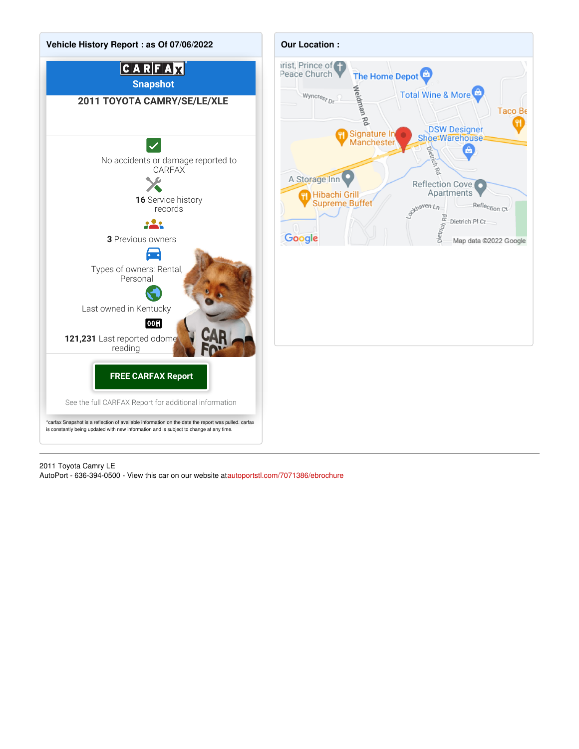## Vehicle History Report : as Of 07/06/2022

**CARFAX Snapshot**

**2011 TOYOTA CAMRY/SE/LE/XLE**

No accidents or damage reported to CARFAX

**16** Service history records

**3** Previous owners

Types of owners: Rental, Personal

Last owned in Kentucky

**121,231** Last reported odometer reading

**FREE CARFAX Report**

See the full CARFAX Report for additional information

*carfax Snapshot is a reflection of available information on the date the report was pulled. carfax is constantly being updated with new information and is subject to change at any time.

## Our Location :

---

2011 Toyota Camry LE
AutoPort - 636-394-0500 - View this car on our website at autoportstl.com/7071386/ebrochure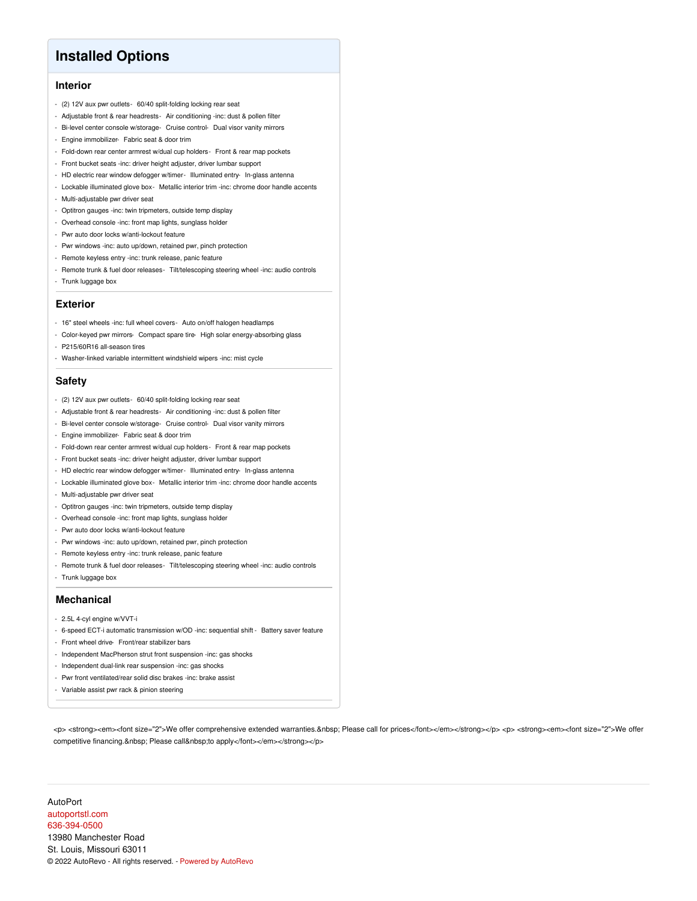## Installed Options

### Interior

- (2) 12V aux pwr outlets- 60/40 split-folding locking rear seat
- Adjustable front & rear headrests- Air conditioning -inc: dust & pollen filter
- Bi-level center console w/storage- Cruise control- Dual visor vanity mirrors
- Engine immobilizer- Fabric seat & door trim
- Fold-down rear center armrest w/dual cup holders- Front & rear map pockets
- Front bucket seats -inc: driver height adjuster, driver lumbar support
- HD electric rear window defogger w/timer- Illuminated entry- In-glass antenna
- Lockable illuminated glove box- Metallic interior trim -inc: chrome door handle accents
- Multi-adjustable pwr driver seat
- Optitron gauges -inc: twin tripmeters, outside temp display
- Overhead console -inc: front map lights, sunglass holder
- Pwr auto door locks w/anti-lockout feature
- Pwr windows -inc: auto up/down, retained pwr, pinch protection
- Remote keyless entry -inc: trunk release, panic feature
- Remote trunk & fuel door releases- Tilt/telescoping steering wheel -inc: audio controls
- Trunk luggage box

### Exterior

- 16" steel wheels -inc: full wheel covers- Auto on/off halogen headlamps
- Color-keyed pwr mirrors- Compact spare tire- High solar energy-absorbing glass
- P215/60R16 all-season tires
- Washer-linked variable intermittent windshield wipers -inc: mist cycle

### Safety

- (2) 12V aux pwr outlets- 60/40 split-folding locking rear seat
- Adjustable front & rear headrests- Air conditioning -inc: dust & pollen filter
- Bi-level center console w/storage- Cruise control- Dual visor vanity mirrors
- Engine immobilizer- Fabric seat & door trim
- Fold-down rear center armrest w/dual cup holders- Front & rear map pockets
- Front bucket seats -inc: driver height adjuster, driver lumbar support
- HD electric rear window defogger w/timer- Illuminated entry- In-glass antenna
- Lockable illuminated glove box- Metallic interior trim -inc: chrome door handle accents
- Multi-adjustable pwr driver seat
- Optitron gauges -inc: twin tripmeters, outside temp display
- Overhead console -inc: front map lights, sunglass holder
- Pwr auto door locks w/anti-lockout feature
- Pwr windows -inc: auto up/down, retained pwr, pinch protection
- Remote keyless entry -inc: trunk release, panic feature
- Remote trunk & fuel door releases- Tilt/telescoping steering wheel -inc: audio controls
- Trunk luggage box

### Mechanical

- 2.5L 4-cyl engine w/VVT-i
- 6-speed ECT-i automatic transmission w/OD -inc: sequential shift - Battery saver feature
- Front wheel drive- Front/rear stabilizer bars
- Independent MacPherson strut front suspension -inc: gas shocks
- Independent dual-link rear suspension -inc: gas shocks
- Pwr front ventilated/rear solid disc brakes -inc: brake assist
- Variable assist pwr rack & pinion steering

<p> <strong><em><font size="2">We offer comprehensive extended warranties.&nbsp; Please call for prices</font></em></strong></p> <p> <strong><em><font size="2">We offer competitive financing.&nbsp; Please call&nbsp;to apply</font></em></strong></p>

AutoPort
autoportstl.com
636-394-0500
13980 Manchester Road
St. Louis, Missouri 63011
© 2022 AutoRevo - All rights reserved. - Powered by AutoRevo